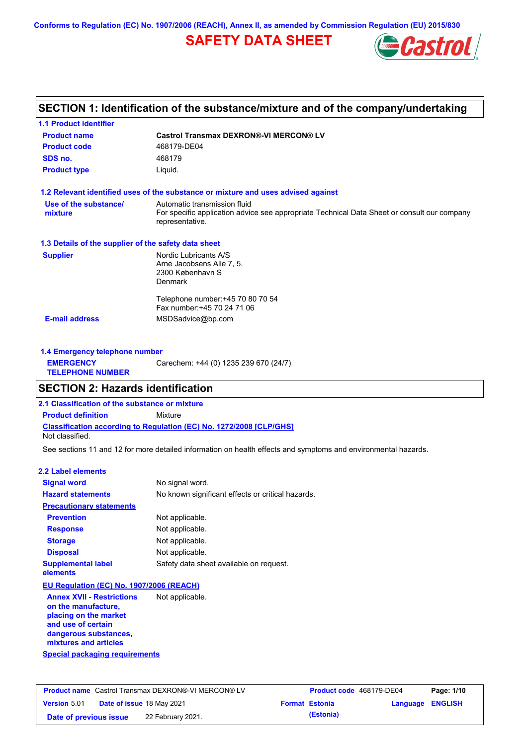Conforms to Regulation (EC) No. 1907/2006 (REACH), Annex II, as amended by Commission Regulation (EU) 2015/830

# SAFETY DATA SHEET

## SECTION 1: Identification of the substance/mixture and of the company/undertaking

### 1.1 Product identifier

| | |
|---|---|
| **Product name** | **Castrol Transmax DEXRON®-VI MERCON® LV** |
| **Product code** | 468179-DE04 |
| **SDS no.** | 468179 |
| **Product type** | Liquid. |

### 1.2 Relevant identified uses of the substance or mixture and uses advised against

| | |
|---|---|
| **Use of the substance/ mixture** | Automatic transmission fluid<br>For specific application advice see appropriate Technical Data Sheet or consult our company representative. |

### 1.3 Details of the supplier of the safety data sheet

| | |
|---|---|
| **Supplier** | Nordic Lubricants A/S<br>Arne Jacobsens Alle 7, 5.<br>2300 København S<br>Denmark<br><br>Telephone number:+45 70 80 70 54<br>Fax number:+45 70 24 71 06 |
| **E-mail address** | MSDSadvice@bp.com |

### 1.4 Emergency telephone number

| | |
|---|---|
| **EMERGENCY TELEPHONE NUMBER** | Carechem: +44 (0) 1235 239 670 (24/7) |

## SECTION 2: Hazards identification

### 2.1 Classification of the substance or mixture

**Product definition** Mixture

**Classification according to Regulation (EC) No. 1272/2008 [CLP/GHS]**

Not classified.

See sections 11 and 12 for more detailed information on health effects and symptoms and environmental hazards.

### 2.2 Label elements

| | |
|---|---|
| **Signal word** | No signal word. |
| **Hazard statements** | No known significant effects or critical hazards. |
| **Precautionary statements** | |
| **Prevention** | Not applicable. |
| **Response** | Not applicable. |
| **Storage** | Not applicable. |
| **Disposal** | Not applicable. |
| **Supplemental label elements** | Safety data sheet available on request. |

**EU Regulation (EC) No. 1907/2006 (REACH)**

| | |
|---|---|
| **Annex XVII - Restrictions on the manufacture, placing on the market and use of certain dangerous substances, mixtures and articles** | Not applicable. |

**Special packaging requirements**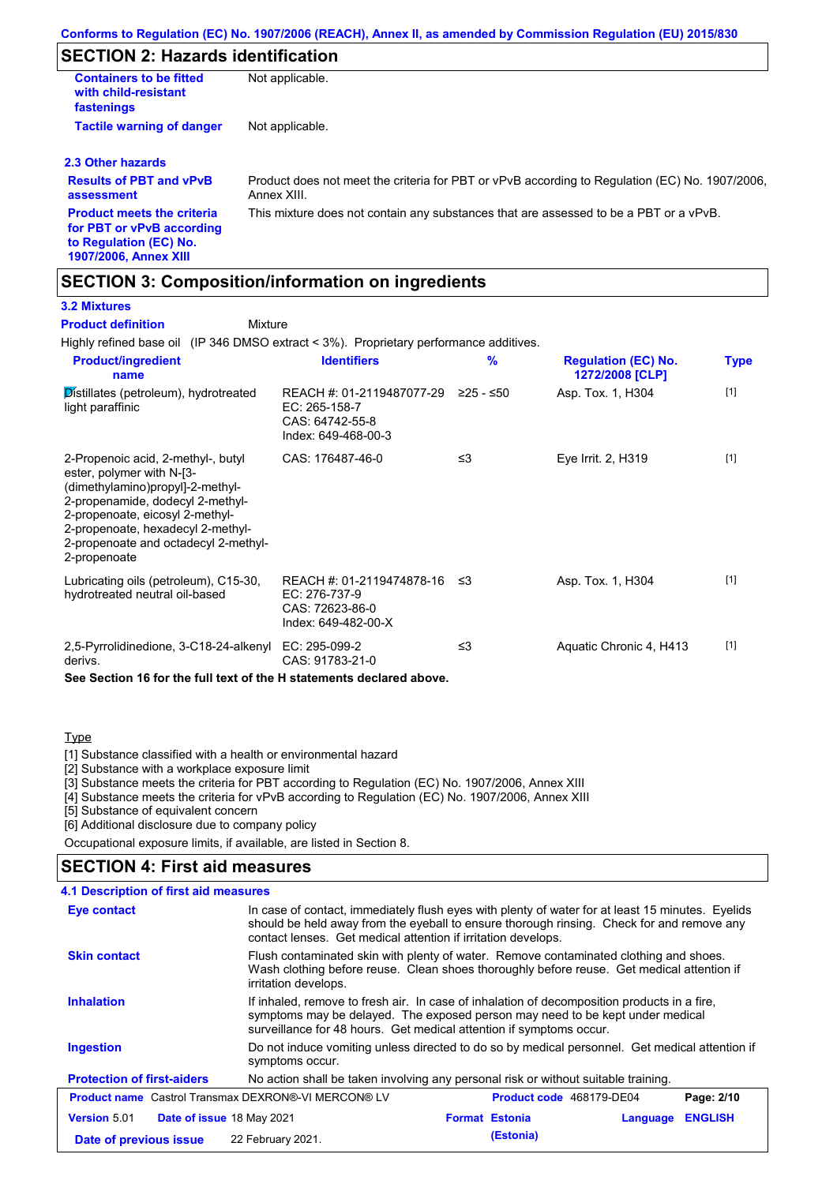## SECTION 2: Hazards identification

| | |
|---|---|
| **Containers to be fitted with child-resistant fastenings** | Not applicable. |
| **Tactile warning of danger** | Not applicable. |

### 2.3 Other hazards

| | |
|---|---|
| **Results of PBT and vPvB assessment** | Product does not meet the criteria for PBT or vPvB according to Regulation (EC) No. 1907/2006, Annex XIII. |
| **Product meets the criteria for PBT or vPvB according to Regulation (EC) No. 1907/2006, Annex XIII** | This mixture does not contain any substances that are assessed to be a PBT or a vPvB. |

## SECTION 3: Composition/information on ingredients

### 3.2 Mixtures

**Product definition** Mixture

Highly refined base oil (IP 346 DMSO extract < 3%). Proprietary performance additives.

| Product/ingredient name | Identifiers | % | Regulation (EC) No. 1272/2008 [CLP] | Type |
|---|---|---|---|---|
| Distillates (petroleum), hydrotreated light paraffinic | REACH #: 01-2119487077-29<br>EC: 265-158-7<br>CAS: 64742-55-8<br>Index: 649-468-00-3 | ≥25 - ≤50 | Asp. Tox. 1, H304 | [1] |
| 2-Propenoic acid, 2-methyl-, butyl ester, polymer with N-[3-(dimethylamino)propyl]-2-methyl-2-propenamide, dodecyl 2-methyl-2-propenoate, eicosyl 2-methyl-2-propenoate, hexadecyl 2-methyl-2-propenoate and octadecyl 2-methyl-2-propenoate | CAS: 176487-46-0 | ≤3 | Eye Irrit. 2, H319 | [1] |
| Lubricating oils (petroleum), C15-30, hydrotreated neutral oil-based | REACH #: 01-2119474878-16<br>EC: 276-737-9<br>CAS: 72623-86-0<br>Index: 649-482-00-X | ≤3 | Asp. Tox. 1, H304 | [1] |
| 2,5-Pyrrolidinedione, 3-C18-24-alkenyl derivs. | EC: 295-099-2<br>CAS: 91783-21-0 | ≤3 | Aquatic Chronic 4, H413 | [1] |

**See Section 16 for the full text of the H statements declared above.**

Type

[1] Substance classified with a health or environmental hazard
[2] Substance with a workplace exposure limit
[3] Substance meets the criteria for PBT according to Regulation (EC) No. 1907/2006, Annex XIII
[4] Substance meets the criteria for vPvB according to Regulation (EC) No. 1907/2006, Annex XIII
[5] Substance of equivalent concern
[6] Additional disclosure due to company policy

Occupational exposure limits, if available, are listed in Section 8.

## SECTION 4: First aid measures

### 4.1 Description of first aid measures

| | |
|---|---|
| **Eye contact** | In case of contact, immediately flush eyes with plenty of water for at least 15 minutes. Eyelids should be held away from the eyeball to ensure thorough rinsing. Check for and remove any contact lenses. Get medical attention if irritation develops. |
| **Skin contact** | Flush contaminated skin with plenty of water. Remove contaminated clothing and shoes. Wash clothing before reuse. Clean shoes thoroughly before reuse. Get medical attention if irritation develops. |
| **Inhalation** | If inhaled, remove to fresh air. In case of inhalation of decomposition products in a fire, symptoms may be delayed. The exposed person may need to be kept under medical surveillance for 48 hours. Get medical attention if symptoms occur. |
| **Ingestion** | Do not induce vomiting unless directed to do so by medical personnel. Get medical attention if symptoms occur. |
| **Protection of first-aiders** | No action shall be taken involving any personal risk or without suitable training. |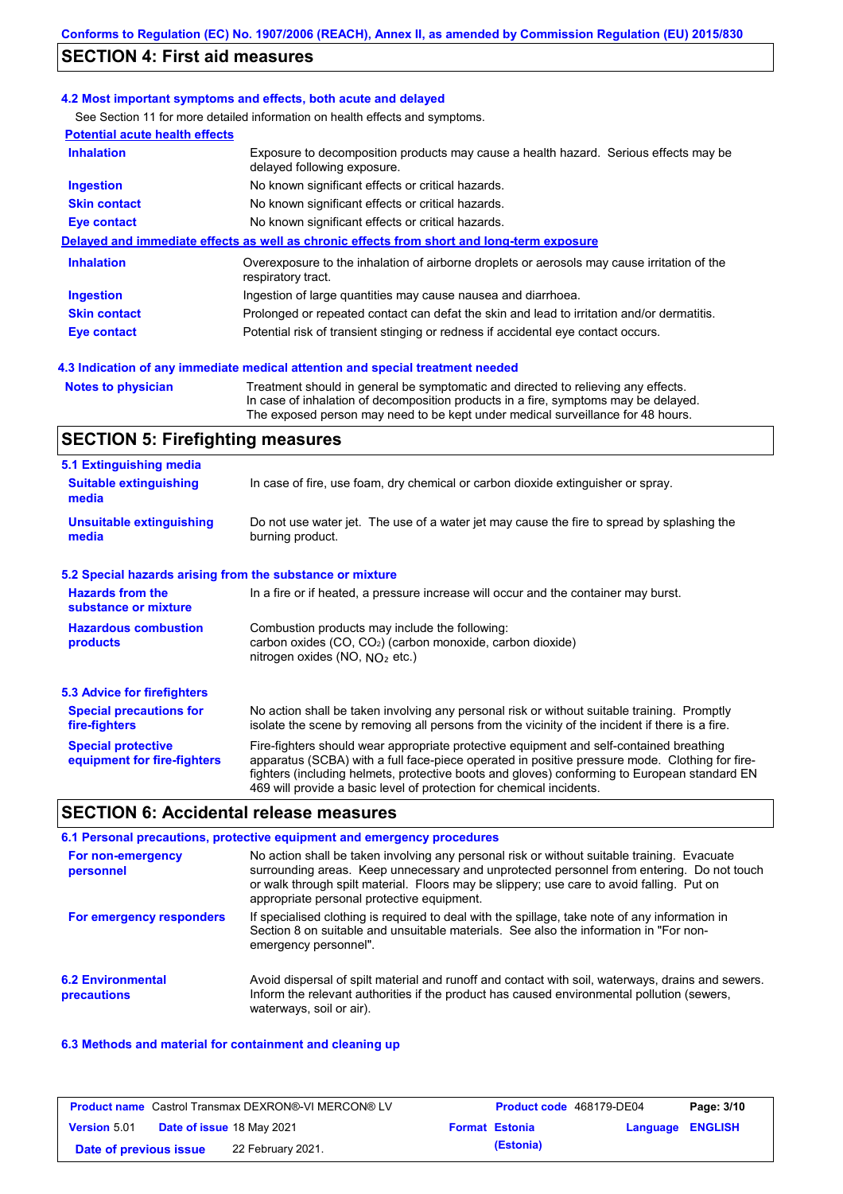## SECTION 4: First aid measures

### 4.2 Most important symptoms and effects, both acute and delayed

See Section 11 for more detailed information on health effects and symptoms.

**Potential acute health effects**

| | |
|---|---|
| **Inhalation** | Exposure to decomposition products may cause a health hazard. Serious effects may be delayed following exposure. |
| **Ingestion** | No known significant effects or critical hazards. |
| **Skin contact** | No known significant effects or critical hazards. |
| **Eye contact** | No known significant effects or critical hazards. |

**Delayed and immediate effects as well as chronic effects from short and long-term exposure**

| | |
|---|---|
| **Inhalation** | Overexposure to the inhalation of airborne droplets or aerosols may cause irritation of the respiratory tract. |
| **Ingestion** | Ingestion of large quantities may cause nausea and diarrhoea. |
| **Skin contact** | Prolonged or repeated contact can defat the skin and lead to irritation and/or dermatitis. |
| **Eye contact** | Potential risk of transient stinging or redness if accidental eye contact occurs. |

### 4.3 Indication of any immediate medical attention and special treatment needed

| | |
|---|---|
| **Notes to physician** | Treatment should in general be symptomatic and directed to relieving any effects. In case of inhalation of decomposition products in a fire, symptoms may be delayed. The exposed person may need to be kept under medical surveillance for 48 hours. |

## SECTION 5: Firefighting measures

### 5.1 Extinguishing media

| | |
|---|---|
| **Suitable extinguishing media** | In case of fire, use foam, dry chemical or carbon dioxide extinguisher or spray. |
| **Unsuitable extinguishing media** | Do not use water jet. The use of a water jet may cause the fire to spread by splashing the burning product. |

### 5.2 Special hazards arising from the substance or mixture

| | |
|---|---|
| **Hazards from the substance or mixture** | In a fire or if heated, a pressure increase will occur and the container may burst. |
| **Hazardous combustion products** | Combustion products may include the following: carbon oxides (CO, $CO_2$) (carbon monoxide, carbon dioxide) nitrogen oxides (NO, $NO_2$ etc.) |

### 5.3 Advice for firefighters

| | |
|---|---|
| **Special precautions for fire-fighters** | No action shall be taken involving any personal risk or without suitable training. Promptly isolate the scene by removing all persons from the vicinity of the incident if there is a fire. |
| **Special protective equipment for fire-fighters** | Fire-fighters should wear appropriate protective equipment and self-contained breathing apparatus (SCBA) with a full face-piece operated in positive pressure mode. Clothing for fire-fighters (including helmets, protective boots and gloves) conforming to European standard EN 469 will provide a basic level of protection for chemical incidents. |

## SECTION 6: Accidental release measures

### 6.1 Personal precautions, protective equipment and emergency procedures

| | |
|---|---|
| **For non-emergency personnel** | No action shall be taken involving any personal risk or without suitable training. Evacuate surrounding areas. Keep unnecessary and unprotected personnel from entering. Do not touch or walk through spilt material. Floors may be slippery; use care to avoid falling. Put on appropriate personal protective equipment. |
| **For emergency responders** | If specialised clothing is required to deal with the spillage, take note of any information in Section 8 on suitable and unsuitable materials. See also the information in "For non-emergency personnel". |

| | |
|---|---|
| **6.2 Environmental precautions** | Avoid dispersal of spilt material and runoff and contact with soil, waterways, drains and sewers. Inform the relevant authorities if the product has caused environmental pollution (sewers, waterways, soil or air). |

### 6.3 Methods and material for containment and cleaning up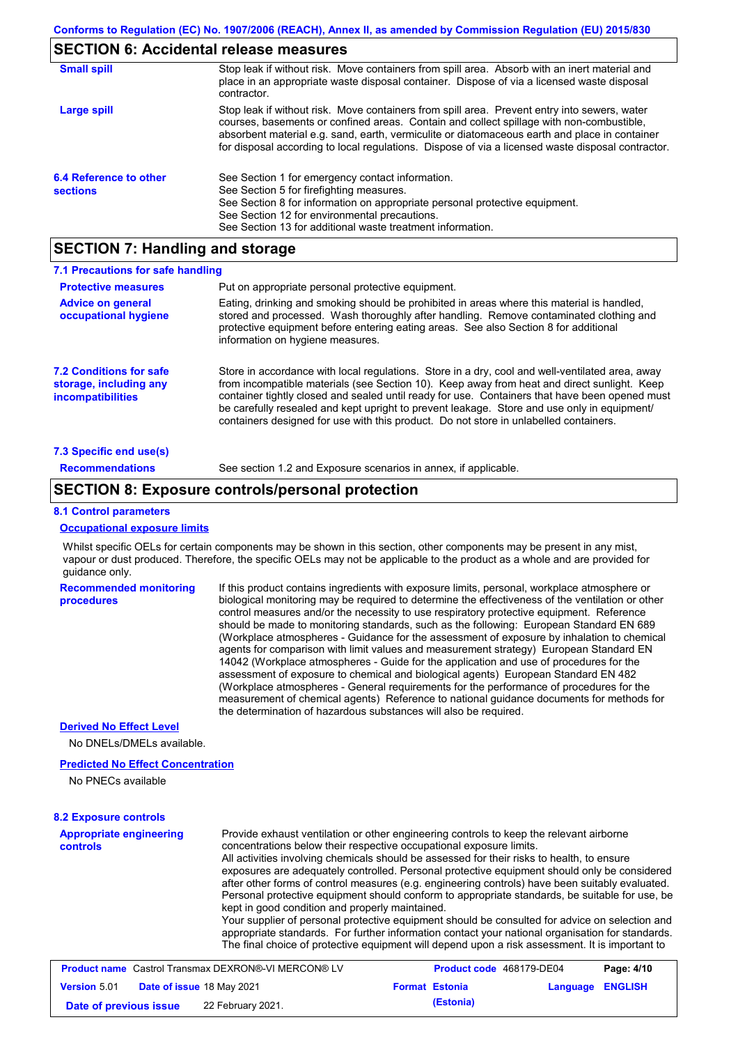## SECTION 6: Accidental release measures

| | |
|---|---|
| **Small spill** | Stop leak if without risk. Move containers from spill area. Absorb with an inert material and place in an appropriate waste disposal container. Dispose of via a licensed waste disposal contractor. |
| **Large spill** | Stop leak if without risk. Move containers from spill area. Prevent entry into sewers, water courses, basements or confined areas. Contain and collect spillage with non-combustible, absorbent material e.g. sand, earth, vermiculite or diatomaceous earth and place in container for disposal according to local regulations. Dispose of via a licensed waste disposal contractor. |

**6.4 Reference to other sections**

See Section 1 for emergency contact information.
See Section 5 for firefighting measures.
See Section 8 for information on appropriate personal protective equipment.
See Section 12 for environmental precautions.
See Section 13 for additional waste treatment information.

## SECTION 7: Handling and storage

### 7.1 Precautions for safe handling

| | |
|---|---|
| **Protective measures** | Put on appropriate personal protective equipment. |
| **Advice on general occupational hygiene** | Eating, drinking and smoking should be prohibited in areas where this material is handled, stored and processed. Wash thoroughly after handling. Remove contaminated clothing and protective equipment before entering eating areas. See also Section 8 for additional information on hygiene measures. |

**7.2 Conditions for safe storage, including any incompatibilities**

Store in accordance with local regulations. Store in a dry, cool and well-ventilated area, away from incompatible materials (see Section 10). Keep away from heat and direct sunlight. Keep container tightly closed and sealed until ready for use. Containers that have been opened must be carefully resealed and kept upright to prevent leakage. Store and use only in equipment/ containers designed for use with this product. Do not store in unlabelled containers.

### 7.3 Specific end use(s)

**Recommendations** See section 1.2 and Exposure scenarios in annex, if applicable.

## SECTION 8: Exposure controls/personal protection

### 8.1 Control parameters

**Occupational exposure limits**

Whilst specific OELs for certain components may be shown in this section, other components may be present in any mist, vapour or dust produced. Therefore, the specific OELs may not be applicable to the product as a whole and are provided for guidance only.

**Recommended monitoring procedures**

If this product contains ingredients with exposure limits, personal, workplace atmosphere or biological monitoring may be required to determine the effectiveness of the ventilation or other control measures and/or the necessity to use respiratory protective equipment. Reference should be made to monitoring standards, such as the following: European Standard EN 689 (Workplace atmospheres - Guidance for the assessment of exposure by inhalation to chemical agents for comparison with limit values and measurement strategy) European Standard EN 14042 (Workplace atmospheres - Guide for the application and use of procedures for the assessment of exposure to chemical and biological agents) European Standard EN 482 (Workplace atmospheres - General requirements for the performance of procedures for the measurement of chemical agents) Reference to national guidance documents for methods for the determination of hazardous substances will also be required.

**Derived No Effect Level**

No DNELs/DMELs available.

**Predicted No Effect Concentration**

No PNECs available

### 8.2 Exposure controls

**Appropriate engineering controls**

Provide exhaust ventilation or other engineering controls to keep the relevant airborne concentrations below their respective occupational exposure limits.
All activities involving chemicals should be assessed for their risks to health, to ensure exposures are adequately controlled. Personal protective equipment should only be considered after other forms of control measures (e.g. engineering controls) have been suitably evaluated. Personal protective equipment should conform to appropriate standards, be suitable for use, be kept in good condition and properly maintained.
Your supplier of personal protective equipment should be consulted for advice on selection and appropriate standards. For further information contact your national organisation for standards. The final choice of protective equipment will depend upon a risk assessment. It is important to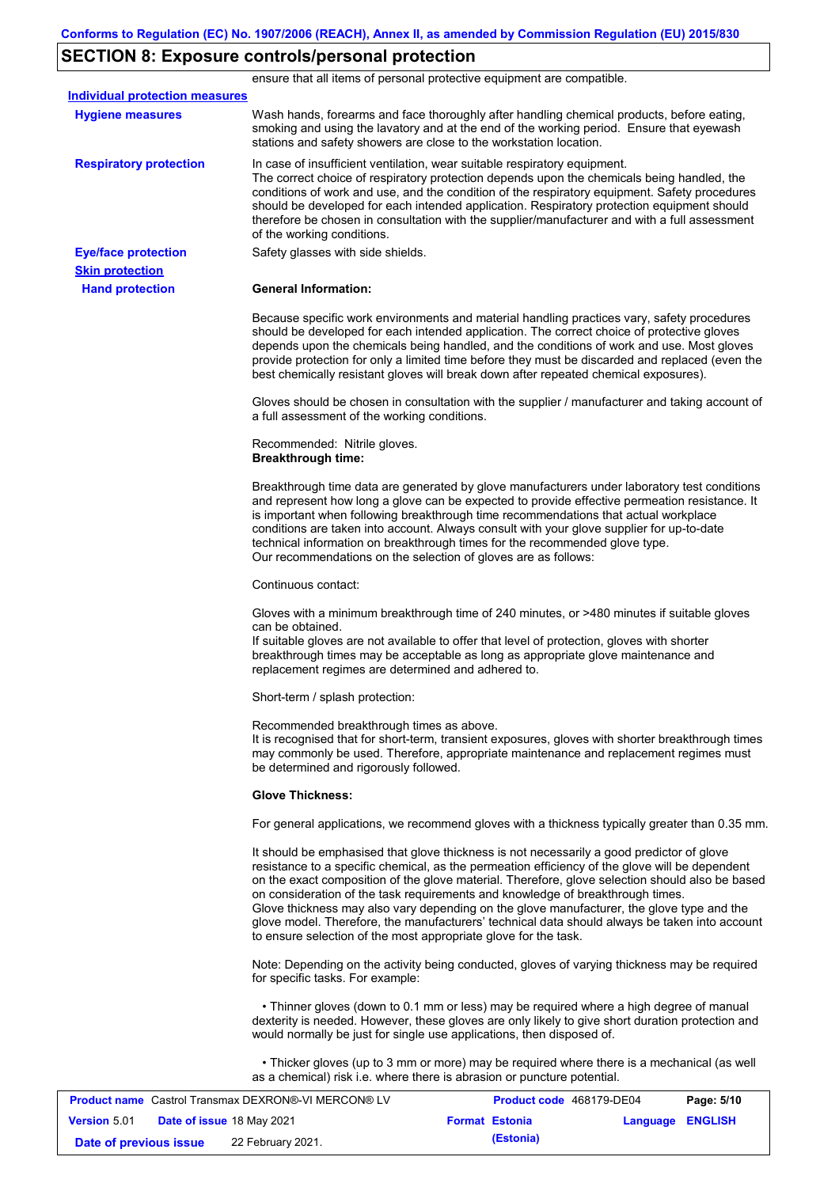## SECTION 8: Exposure controls/personal protection

ensure that all items of personal protective equipment are compatible.

**Individual protection measures**

**Hygiene measures**

Wash hands, forearms and face thoroughly after handling chemical products, before eating, smoking and using the lavatory and at the end of the working period. Ensure that eyewash stations and safety showers are close to the workstation location.

**Respiratory protection**

In case of insufficient ventilation, wear suitable respiratory equipment.
The correct choice of respiratory protection depends upon the chemicals being handled, the conditions of work and use, and the condition of the respiratory equipment. Safety procedures should be developed for each intended application. Respiratory protection equipment should therefore be chosen in consultation with the supplier/manufacturer and with a full assessment of the working conditions.

**Eye/face protection**

Safety glasses with side shields.

**Skin protection**

**Hand protection**

**General Information:**

Because specific work environments and material handling practices vary, safety procedures should be developed for each intended application. The correct choice of protective gloves depends upon the chemicals being handled, and the conditions of work and use. Most gloves provide protection for only a limited time before they must be discarded and replaced (even the best chemically resistant gloves will break down after repeated chemical exposures).

Gloves should be chosen in consultation with the supplier / manufacturer and taking account of a full assessment of the working conditions.

Recommended: Nitrile gloves.
**Breakthrough time:**

Breakthrough time data are generated by glove manufacturers under laboratory test conditions and represent how long a glove can be expected to provide effective permeation resistance. It is important when following breakthrough time recommendations that actual workplace conditions are taken into account. Always consult with your glove supplier for up-to-date technical information on breakthrough times for the recommended glove type.
Our recommendations on the selection of gloves are as follows:

Continuous contact:

Gloves with a minimum breakthrough time of 240 minutes, or >480 minutes if suitable gloves can be obtained.
If suitable gloves are not available to offer that level of protection, gloves with shorter breakthrough times may be acceptable as long as appropriate glove maintenance and replacement regimes are determined and adhered to.

Short-term / splash protection:

Recommended breakthrough times as above.
It is recognised that for short-term, transient exposures, gloves with shorter breakthrough times may commonly be used. Therefore, appropriate maintenance and replacement regimes must be determined and rigorously followed.

**Glove Thickness:**

For general applications, we recommend gloves with a thickness typically greater than 0.35 mm.

It should be emphasised that glove thickness is not necessarily a good predictor of glove resistance to a specific chemical, as the permeation efficiency of the glove will be dependent on the exact composition of the glove material. Therefore, glove selection should also be based on consideration of the task requirements and knowledge of breakthrough times.
Glove thickness may also vary depending on the glove manufacturer, the glove type and the glove model. Therefore, the manufacturers' technical data should always be taken into account to ensure selection of the most appropriate glove for the task.

Note: Depending on the activity being conducted, gloves of varying thickness may be required for specific tasks. For example:

- Thinner gloves (down to 0.1 mm or less) may be required where a high degree of manual dexterity is needed. However, these gloves are only likely to give short duration protection and would normally be just for single use applications, then disposed of.

- Thicker gloves (up to 3 mm or more) may be required where there is a mechanical (as well as a chemical) risk i.e. where there is abrasion or puncture potential.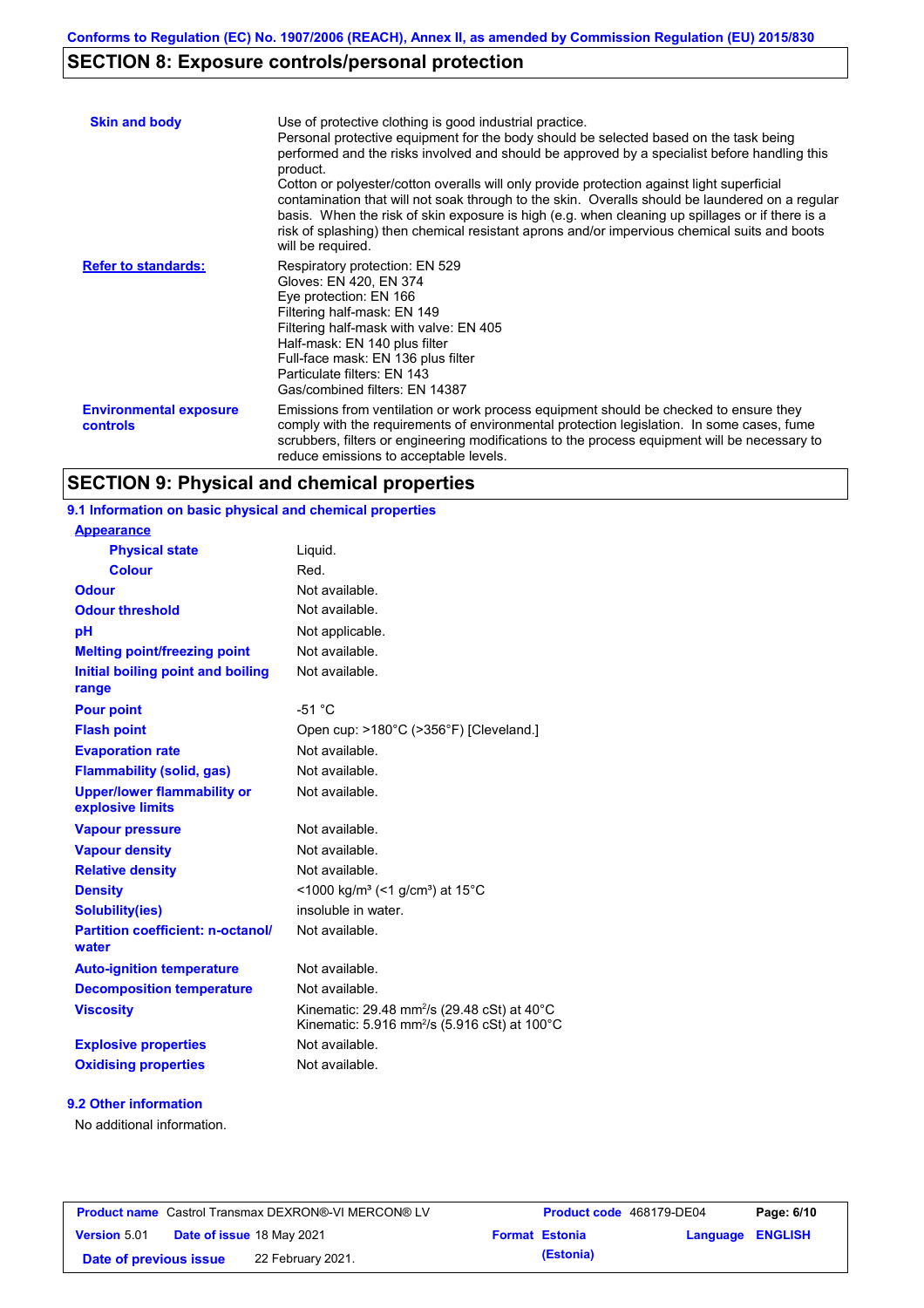## SECTION 8: Exposure controls/personal protection

| | |
|---|---|
| **Skin and body** | Use of protective clothing is good industrial practice. Personal protective equipment for the body should be selected based on the task being performed and the risks involved and should be approved by a specialist before handling this product. Cotton or polyester/cotton overalls will only provide protection against light superficial contamination that will not soak through to the skin. Overalls should be laundered on a regular basis. When the risk of skin exposure is high (e.g. when cleaning up spillages or if there is a risk of splashing) then chemical resistant aprons and/or impervious chemical suits and boots will be required. |
| **Refer to standards:** | Respiratory protection: EN 529<br>Gloves: EN 420, EN 374<br>Eye protection: EN 166<br>Filtering half-mask: EN 149<br>Filtering half-mask with valve: EN 405<br>Half-mask: EN 140 plus filter<br>Full-face mask: EN 136 plus filter<br>Particulate filters: EN 143<br>Gas/combined filters: EN 14387 |
| **Environmental exposure controls** | Emissions from ventilation or work process equipment should be checked to ensure they comply with the requirements of environmental protection legislation. In some cases, fume scrubbers, filters or engineering modifications to the process equipment will be necessary to reduce emissions to acceptable levels. |

## SECTION 9: Physical and chemical properties

### 9.1 Information on basic physical and chemical properties

| | |
|---|---|
| **Appearance** | |
| **Physical state** | Liquid. |
| **Colour** | Red. |
| **Odour** | Not available. |
| **Odour threshold** | Not available. |
| **pH** | Not applicable. |
| **Melting point/freezing point** | Not available. |
| **Initial boiling point and boiling range** | Not available. |
| **Pour point** | -51 °C |
| **Flash point** | Open cup: >180°C (>356°F) [Cleveland.] |
| **Evaporation rate** | Not available. |
| **Flammability (solid, gas)** | Not available. |
| **Upper/lower flammability or explosive limits** | Not available. |
| **Vapour pressure** | Not available. |
| **Vapour density** | Not available. |
| **Relative density** | Not available. |
| **Density** | <1000 kg/m³ (<1 g/cm³) at 15°C |
| **Solubility(ies)** | insoluble in water. |
| **Partition coefficient: n-octanol/water** | Not available. |
| **Auto-ignition temperature** | Not available. |
| **Decomposition temperature** | Not available. |
| **Viscosity** | Kinematic: 29.48 mm²/s (29.48 cSt) at 40°C<br>Kinematic: 5.916 mm²/s (5.916 cSt) at 100°C |
| **Explosive properties** | Not available. |
| **Oxidising properties** | Not available. |

### 9.2 Other information

No additional information.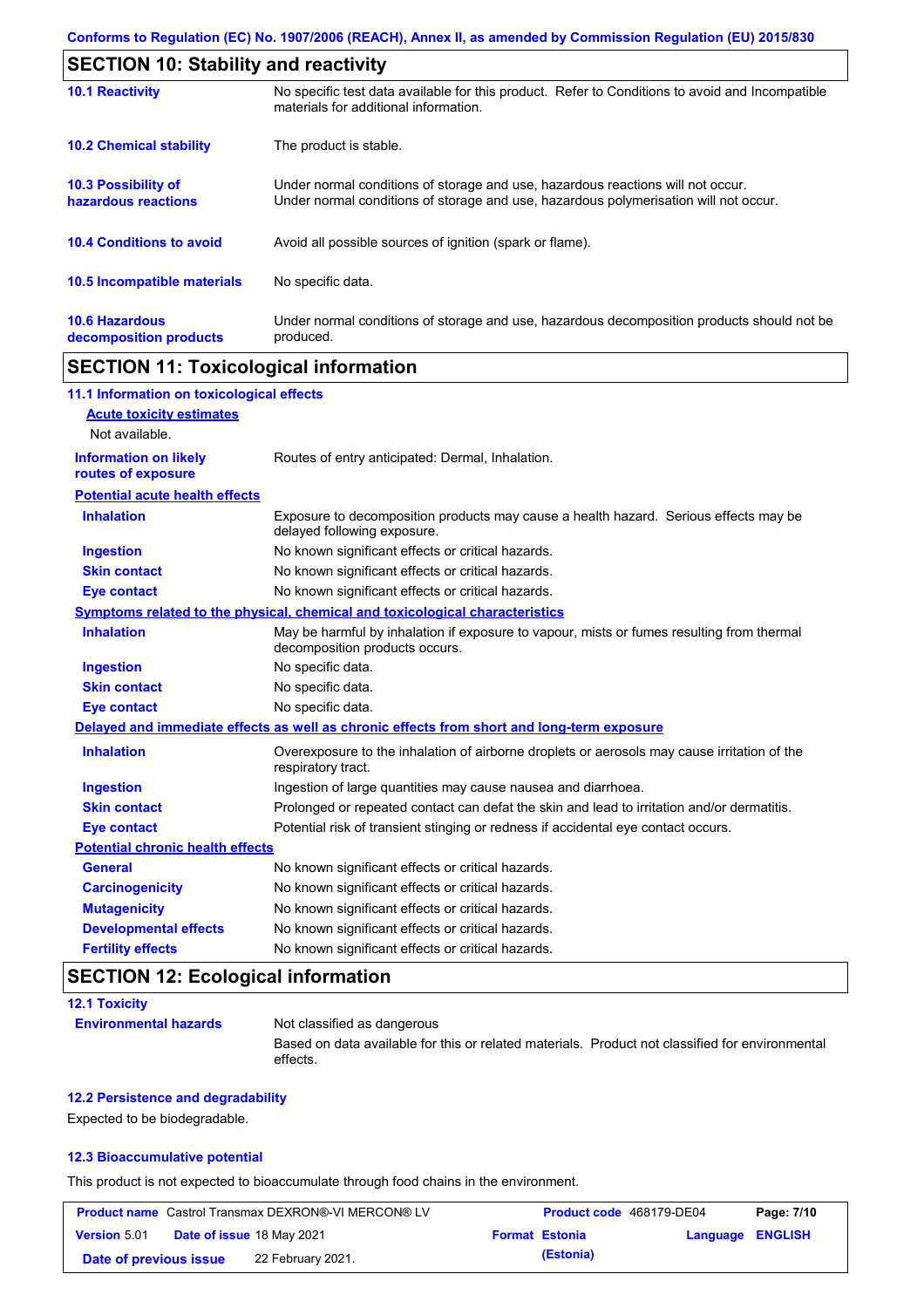## SECTION 10: Stability and reactivity

| | |
|---|---|
| **10.1 Reactivity** | No specific test data available for this product. Refer to Conditions to avoid and Incompatible materials for additional information. |
| **10.2 Chemical stability** | The product is stable. |
| **10.3 Possibility of hazardous reactions** | Under normal conditions of storage and use, hazardous reactions will not occur. Under normal conditions of storage and use, hazardous polymerisation will not occur. |
| **10.4 Conditions to avoid** | Avoid all possible sources of ignition (spark or flame). |
| **10.5 Incompatible materials** | No specific data. |
| **10.6 Hazardous decomposition products** | Under normal conditions of storage and use, hazardous decomposition products should not be produced. |

## SECTION 11: Toxicological information

### 11.1 Information on toxicological effects

**Acute toxicity estimates**

Not available.

**Information on likely routes of exposure**: Routes of entry anticipated: Dermal, Inhalation.

**Potential acute health effects**

| | |
|---|---|
| **Inhalation** | Exposure to decomposition products may cause a health hazard. Serious effects may be delayed following exposure. |
| **Ingestion** | No known significant effects or critical hazards. |
| **Skin contact** | No known significant effects or critical hazards. |
| **Eye contact** | No known significant effects or critical hazards. |

**Symptoms related to the physical, chemical and toxicological characteristics**

| | |
|---|---|
| **Inhalation** | May be harmful by inhalation if exposure to vapour, mists or fumes resulting from thermal decomposition products occurs. |
| **Ingestion** | No specific data. |
| **Skin contact** | No specific data. |
| **Eye contact** | No specific data. |

**Delayed and immediate effects as well as chronic effects from short and long-term exposure**

| | |
|---|---|
| **Inhalation** | Overexposure to the inhalation of airborne droplets or aerosols may cause irritation of the respiratory tract. |
| **Ingestion** | Ingestion of large quantities may cause nausea and diarrhoea. |
| **Skin contact** | Prolonged or repeated contact can defat the skin and lead to irritation and/or dermatitis. |
| **Eye contact** | Potential risk of transient stinging or redness if accidental eye contact occurs. |

**Potential chronic health effects**

| | |
|---|---|
| **General** | No known significant effects or critical hazards. |
| **Carcinogenicity** | No known significant effects or critical hazards. |
| **Mutagenicity** | No known significant effects or critical hazards. |
| **Developmental effects** | No known significant effects or critical hazards. |
| **Fertility effects** | No known significant effects or critical hazards. |

## SECTION 12: Ecological information

### 12.1 Toxicity

**Environmental hazards**: Not classified as dangerous

Based on data available for this or related materials. Product not classified for environmental effects.

### 12.2 Persistence and degradability

Expected to be biodegradable.

### 12.3 Bioaccumulative potential

This product is not expected to bioaccumulate through food chains in the environment.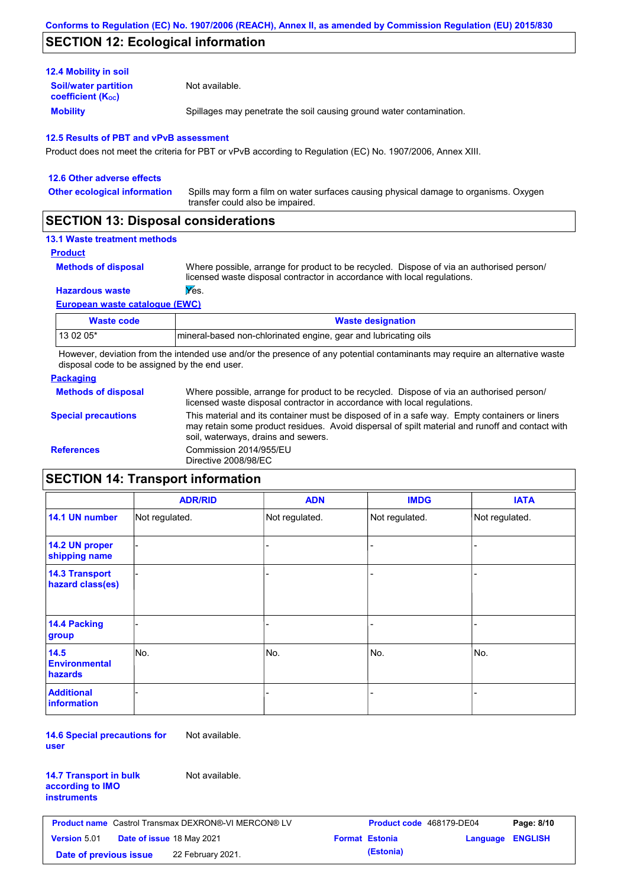Conforms to Regulation (EC) No. 1907/2006 (REACH), Annex II, as amended by Commission Regulation (EU) 2015/830

## SECTION 12: Ecological information

### 12.4 Mobility in soil

**Soil/water partition coefficient ($K_{OC}$)** Not available.

**Mobility** Spillages may penetrate the soil causing ground water contamination.

### 12.5 Results of PBT and vPvB assessment

Product does not meet the criteria for PBT or vPvB according to Regulation (EC) No. 1907/2006, Annex XIII.

### 12.6 Other adverse effects

**Other ecological information** Spills may form a film on water surfaces causing physical damage to organisms. Oxygen transfer could also be impaired.

## SECTION 13: Disposal considerations

### 13.1 Waste treatment methods

**Product**

**Methods of disposal** Where possible, arrange for product to be recycled. Dispose of via an authorised person/ licensed waste disposal contractor in accordance with local regulations.

**Hazardous waste** Yes.

**European waste catalogue (EWC)**

| Waste code | Waste designation |
|---|---|
| 13 02 05* | mineral-based non-chlorinated engine, gear and lubricating oils |

However, deviation from the intended use and/or the presence of any potential contaminants may require an alternative waste disposal code to be assigned by the end user.

**Packaging**

**Methods of disposal** Where possible, arrange for product to be recycled. Dispose of via an authorised person/ licensed waste disposal contractor in accordance with local regulations.

**Special precautions** This material and its container must be disposed of in a safe way. Empty containers or liners may retain some product residues. Avoid dispersal of spilt material and runoff and contact with soil, waterways, drains and sewers.

**References** Commission 2014/955/EU
Directive 2008/98/EC

## SECTION 14: Transport information

| | ADR/RID | ADN | IMDG | IATA |
|---|---|---|---|---|
| 14.1 UN number | Not regulated. | Not regulated. | Not regulated. | Not regulated. |
| 14.2 UN proper shipping name | - | - | - | - |
| 14.3 Transport hazard class(es) | - | - | - | - |
| 14.4 Packing group | - | - | - | - |
| 14.5 Environmental hazards | No. | No. | No. | No. |
| Additional information | - | - | - | - |

**14.6 Special precautions for user** Not available.

**14.7 Transport in bulk according to IMO instruments** Not available.

| | | | |
|---|---|---|---|
| **Product name** Castrol Transmax DEXRON®-VI MERCON® LV | | **Product code** 468179-DE04 | |
| **Version** 5.01 | **Date of issue** 18 May 2021 | **Format** Estonia (Estonia) | **Language** ENGLISH |
| **Date of previous issue** | 22 February 2021. | | |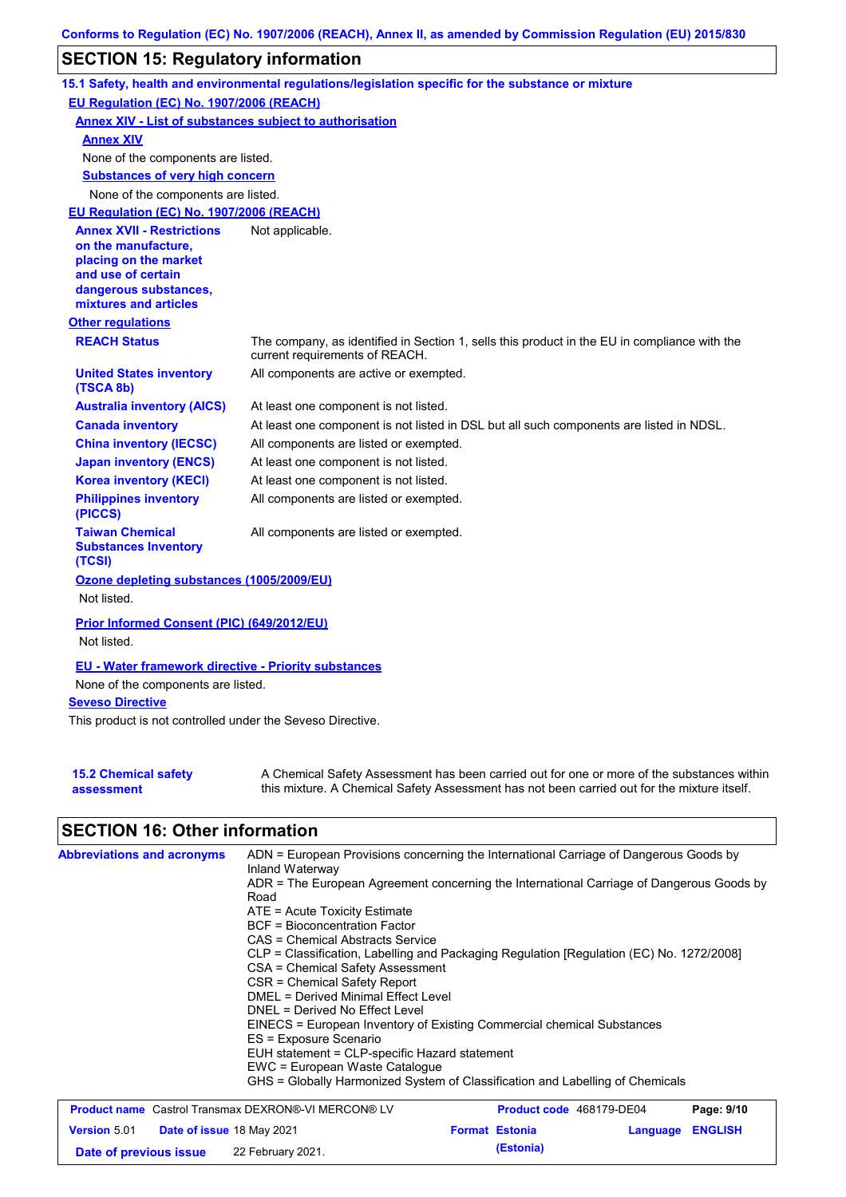Conforms to Regulation (EC) No. 1907/2006 (REACH), Annex II, as amended by Commission Regulation (EU) 2015/830

## SECTION 15: Regulatory information

### 15.1 Safety, health and environmental regulations/legislation specific for the substance or mixture

**EU Regulation (EC) No. 1907/2006 (REACH)**

**Annex XIV - List of substances subject to authorisation**

**Annex XIV**

None of the components are listed.

**Substances of very high concern**

None of the components are listed.

**EU Regulation (EC) No. 1907/2006 (REACH)**

| | |
|---|---|
| **Annex XVII - Restrictions on the manufacture, placing on the market and use of certain dangerous substances, mixtures and articles** | Not applicable. |

**Other regulations**

| | |
|---|---|
| **REACH Status** | The company, as identified in Section 1, sells this product in the EU in compliance with the current requirements of REACH. |
| **United States inventory (TSCA 8b)** | All components are active or exempted. |
| **Australia inventory (AICS)** | At least one component is not listed. |
| **Canada inventory** | At least one component is not listed in DSL but all such components are listed in NDSL. |
| **China inventory (IECSC)** | All components are listed or exempted. |
| **Japan inventory (ENCS)** | At least one component is not listed. |
| **Korea inventory (KECI)** | At least one component is not listed. |
| **Philippines inventory (PICCS)** | All components are listed or exempted. |
| **Taiwan Chemical Substances Inventory (TCSI)** | All components are listed or exempted. |

**Ozone depleting substances (1005/2009/EU)**

Not listed.

**Prior Informed Consent (PIC) (649/2012/EU)**

Not listed.

**EU - Water framework directive - Priority substances**

None of the components are listed.

**Seveso Directive**

This product is not controlled under the Seveso Directive.

| | |
|---|---|
| **15.2 Chemical safety assessment** | A Chemical Safety Assessment has been carried out for one or more of the substances within this mixture. A Chemical Safety Assessment has not been carried out for the mixture itself. |

## SECTION 16: Other information

**Abbreviations and acronyms**

ADN = European Provisions concerning the International Carriage of Dangerous Goods by Inland Waterway
ADR = The European Agreement concerning the International Carriage of Dangerous Goods by Road
ATE = Acute Toxicity Estimate
BCF = Bioconcentration Factor
CAS = Chemical Abstracts Service
CLP = Classification, Labelling and Packaging Regulation [Regulation (EC) No. 1272/2008]
CSA = Chemical Safety Assessment
CSR = Chemical Safety Report
DMEL = Derived Minimal Effect Level
DNEL = Derived No Effect Level
EINECS = European Inventory of Existing Commercial chemical Substances
ES = Exposure Scenario
EUH statement = CLP-specific Hazard statement
EWC = European Waste Catalogue
GHS = Globally Harmonized System of Classification and Labelling of Chemicals

| | | | |
|---|---|---|---|
| **Product name** Castrol Transmax DEXRON®-VI MERCON® LV | | **Product code** 468179-DE04 | **Page: 9/10** |
| **Version** 5.01 | **Date of issue** 18 May 2021 | **Format Estonia (Estonia)** | **Language ENGLISH** |
| **Date of previous issue** | 22 February 2021. | | |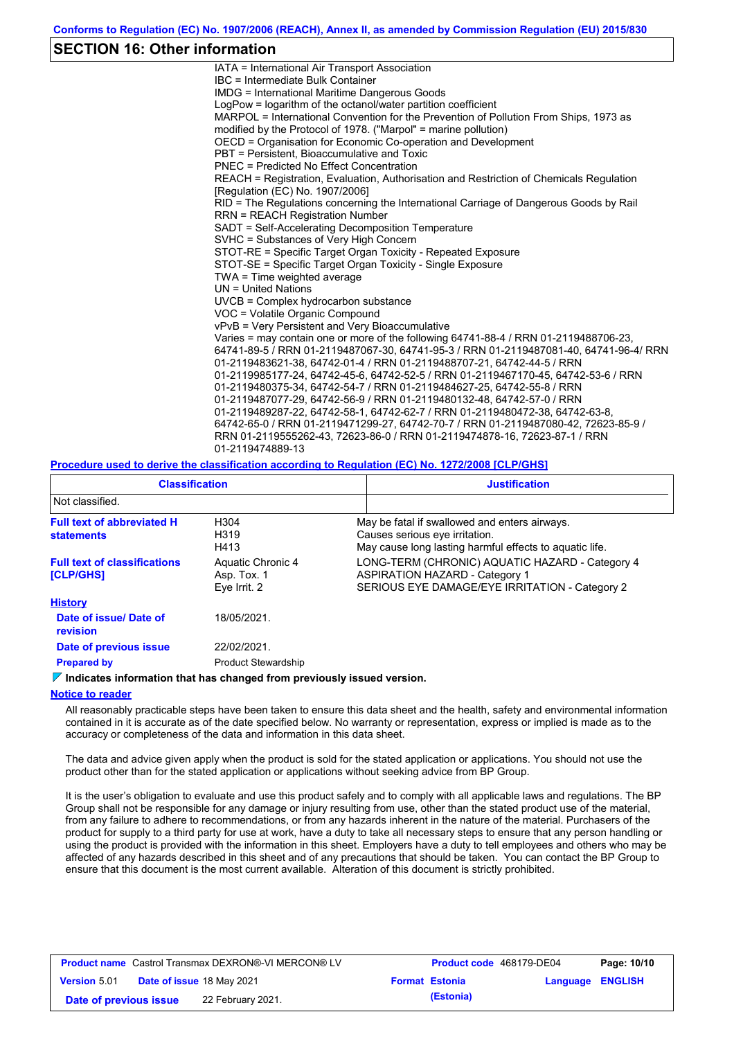## SECTION 16: Other information

IATA = International Air Transport Association
IBC = Intermediate Bulk Container
IMDG = International Maritime Dangerous Goods
LogPow = logarithm of the octanol/water partition coefficient
MARPOL = International Convention for the Prevention of Pollution From Ships, 1973 as modified by the Protocol of 1978. ("Marpol" = marine pollution)
OECD = Organisation for Economic Co-operation and Development
PBT = Persistent, Bioaccumulative and Toxic
PNEC = Predicted No Effect Concentration
REACH = Registration, Evaluation, Authorisation and Restriction of Chemicals Regulation [Regulation (EC) No. 1907/2006]
RID = The Regulations concerning the International Carriage of Dangerous Goods by Rail
RRN = REACH Registration Number
SADT = Self-Accelerating Decomposition Temperature
SVHC = Substances of Very High Concern
STOT-RE = Specific Target Organ Toxicity - Repeated Exposure
STOT-SE = Specific Target Organ Toxicity - Single Exposure
TWA = Time weighted average
UN = United Nations
UVCB = Complex hydrocarbon substance
VOC = Volatile Organic Compound
vPvB = Very Persistent and Very Bioaccumulative
Varies = may contain one or more of the following 64741-88-4 / RRN 01-2119488706-23, 64741-89-5 / RRN 01-2119487067-30, 64741-95-3 / RRN 01-2119487081-40, 64741-96-4/ RRN 01-2119483621-38, 64742-01-4 / RRN 01-2119488707-21, 64742-44-5 / RRN 01-2119985177-24, 64742-45-6, 64742-52-5 / RRN 01-2119467170-45, 64742-53-6 / RRN 01-2119480375-34, 64742-54-7 / RRN 01-2119484627-25, 64742-55-8 / RRN 01-2119487077-29, 64742-56-9 / RRN 01-2119480132-48, 64742-57-0 / RRN 01-2119489287-22, 64742-58-1, 64742-62-7 / RRN 01-2119480472-38, 64742-63-8, 64742-65-0 / RRN 01-2119471299-27, 64742-70-7 / RRN 01-2119487080-42, 72623-85-9 / RRN 01-2119555262-43, 72623-86-0 / RRN 01-2119474878-16, 72623-87-1 / RRN 01-2119474889-13

**Procedure used to derive the classification according to Regulation (EC) No. 1272/2008 [CLP/GHS]**

| Classification | Justification |
|---|---|
| Not classified. | |

**Full text of abbreviated H statements**

| | |
|---|---|
| H304 | May be fatal if swallowed and enters airways. |
| H319 | Causes serious eye irritation. |
| H413 | May cause long lasting harmful effects to aquatic life. |

**Full text of classifications [CLP/GHS]**

| | |
|---|---|
| Aquatic Chronic 4 | LONG-TERM (CHRONIC) AQUATIC HAZARD - Category 4 |
| Asp. Tox. 1 | ASPIRATION HAZARD - Category 1 |
| Eye Irrit. 2 | SERIOUS EYE DAMAGE/EYE IRRITATION - Category 2 |

**History**

**Date of issue/ Date of revision** 18/05/2021.

**Date of previous issue** 22/02/2021.

**Prepared by** Product Stewardship

**Indicates information that has changed from previously issued version.**

**Notice to reader**

All reasonably practicable steps have been taken to ensure this data sheet and the health, safety and environmental information contained in it is accurate as of the date specified below. No warranty or representation, express or implied is made as to the accuracy or completeness of the data and information in this data sheet.

The data and advice given apply when the product is sold for the stated application or applications. You should not use the product other than for the stated application or applications without seeking advice from BP Group.

It is the user's obligation to evaluate and use this product safely and to comply with all applicable laws and regulations. The BP Group shall not be responsible for any damage or injury resulting from use, other than the stated product use of the material, from any failure to adhere to recommendations, or from any hazards inherent in the nature of the material. Purchasers of the product for supply to a third party for use at work, have a duty to take all necessary steps to ensure that any person handling or using the product is provided with the information in this sheet. Employers have a duty to tell employees and others who may be affected of any hazards described in this sheet and of any precautions that should be taken. You can contact the BP Group to ensure that this document is the most current available. Alteration of this document is strictly prohibited.